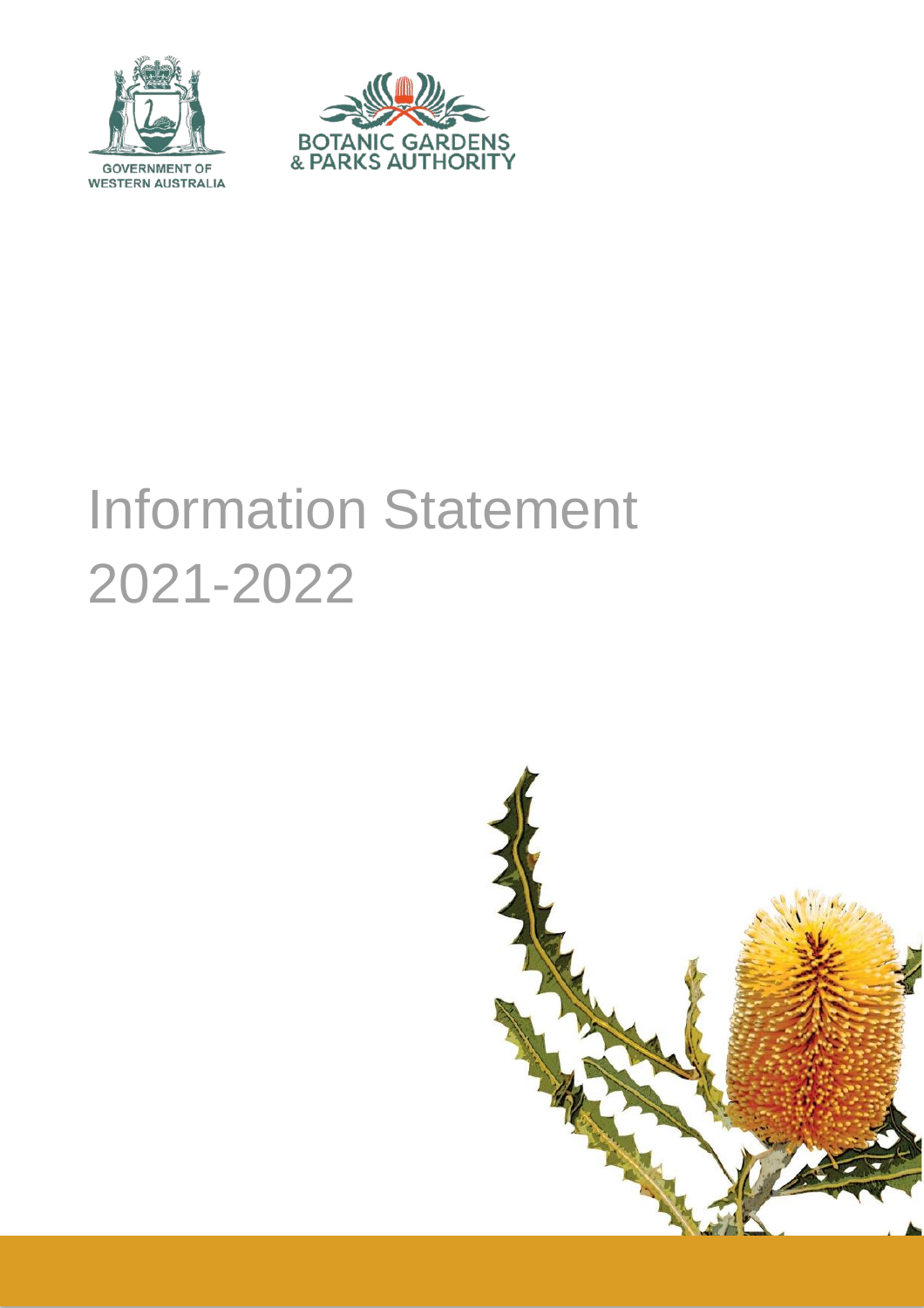GOVERNMENT OF WESTERN AUSTRALIA

BOTANIC GARDENS & PARKS AUTHORITY

# Information Statement 2021-2022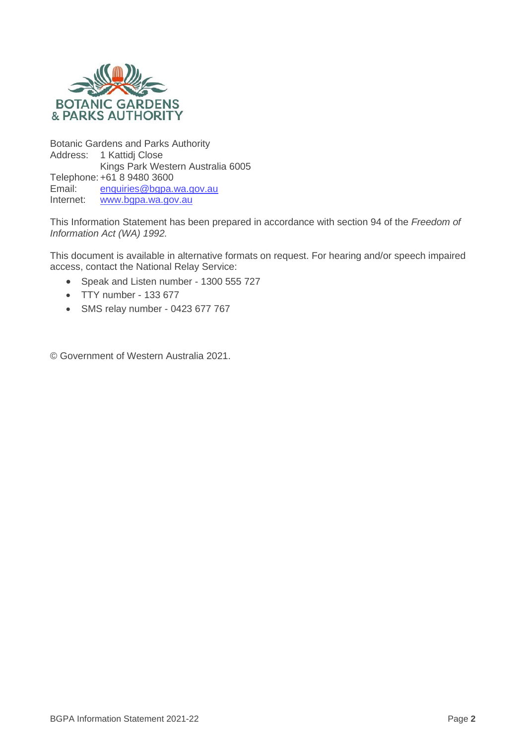BOTANIC GARDENS & PARKS AUTHORITY

Botanic Gardens and Parks Authority
Address: 1 Kattidj Close
Kings Park Western Australia 6005
Telephone: +61 8 9480 3600
Email: enquiries@bgpa.wa.gov.au
Internet: www.bgpa.wa.gov.au

This Information Statement has been prepared in accordance with section 94 of the *Freedom of Information Act (WA) 1992.*

This document is available in alternative formats on request. For hearing and/or speech impaired access, contact the National Relay Service:

- Speak and Listen number - 1300 555 727
- TTY number - 133 677
- SMS relay number - 0423 677 767

© Government of Western Australia 2021.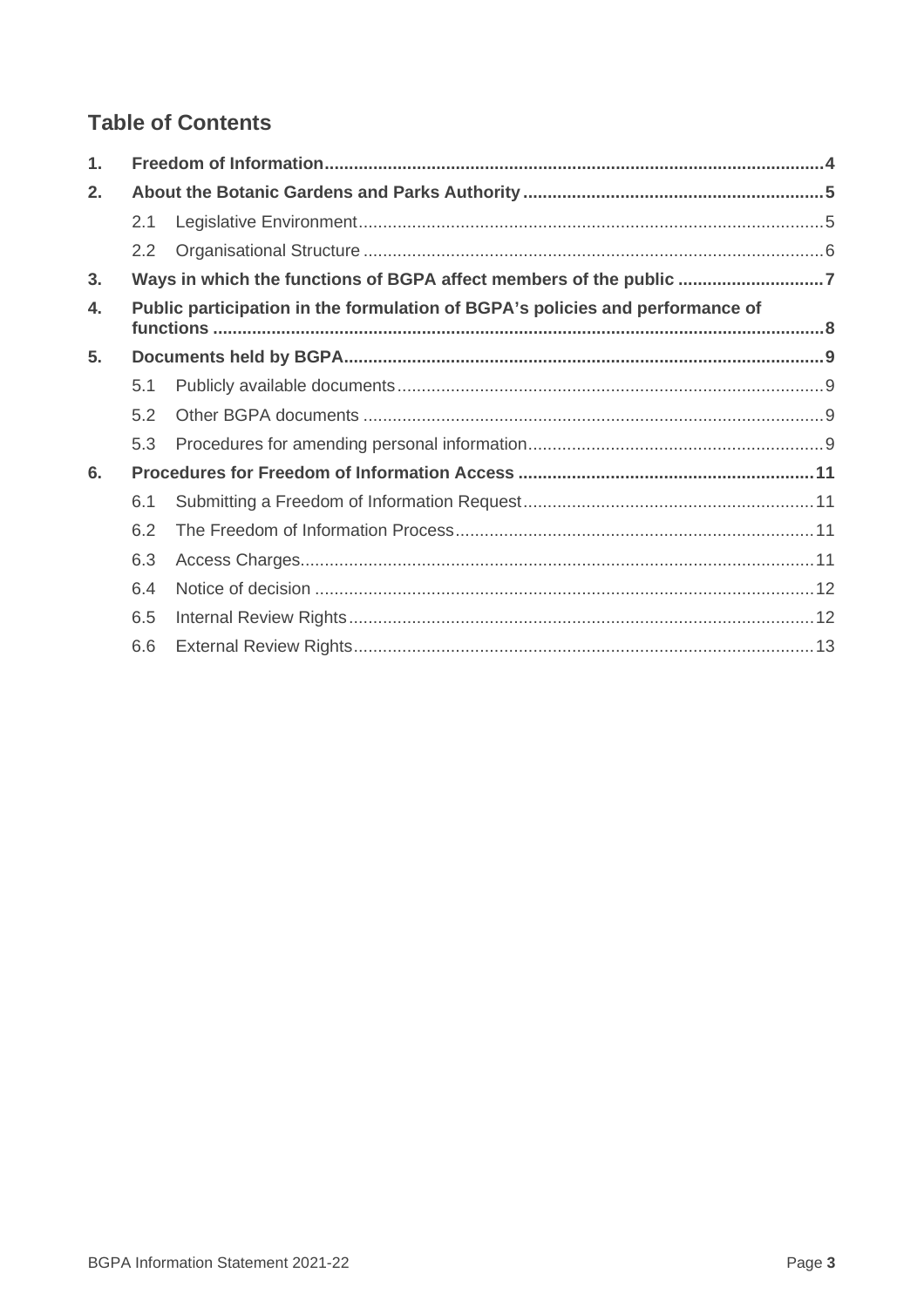## Table of Contents

| | | | |
|---|---|---|---|
| **1.** | **Freedom of Information** | | **4** |
| **2.** | **About the Botanic Gardens and Parks Authority** | | **5** |
| | 2.1 | Legislative Environment | 5 |
| | 2.2 | Organisational Structure | 6 |
| **3.** | **Ways in which the functions of BGPA affect members of the public** | | **7** |
| **4.** | **Public participation in the formulation of BGPA's policies and performance of functions** | | **8** |
| **5.** | **Documents held by BGPA** | | **9** |
| | 5.1 | Publicly available documents | 9 |
| | 5.2 | Other BGPA documents | 9 |
| | 5.3 | Procedures for amending personal information | 9 |
| **6.** | **Procedures for Freedom of Information Access** | | **11** |
| | 6.1 | Submitting a Freedom of Information Request | 11 |
| | 6.2 | The Freedom of Information Process | 11 |
| | 6.3 | Access Charges | 11 |
| | 6.4 | Notice of decision | 12 |
| | 6.5 | Internal Review Rights | 12 |
| | 6.6 | External Review Rights | 13 |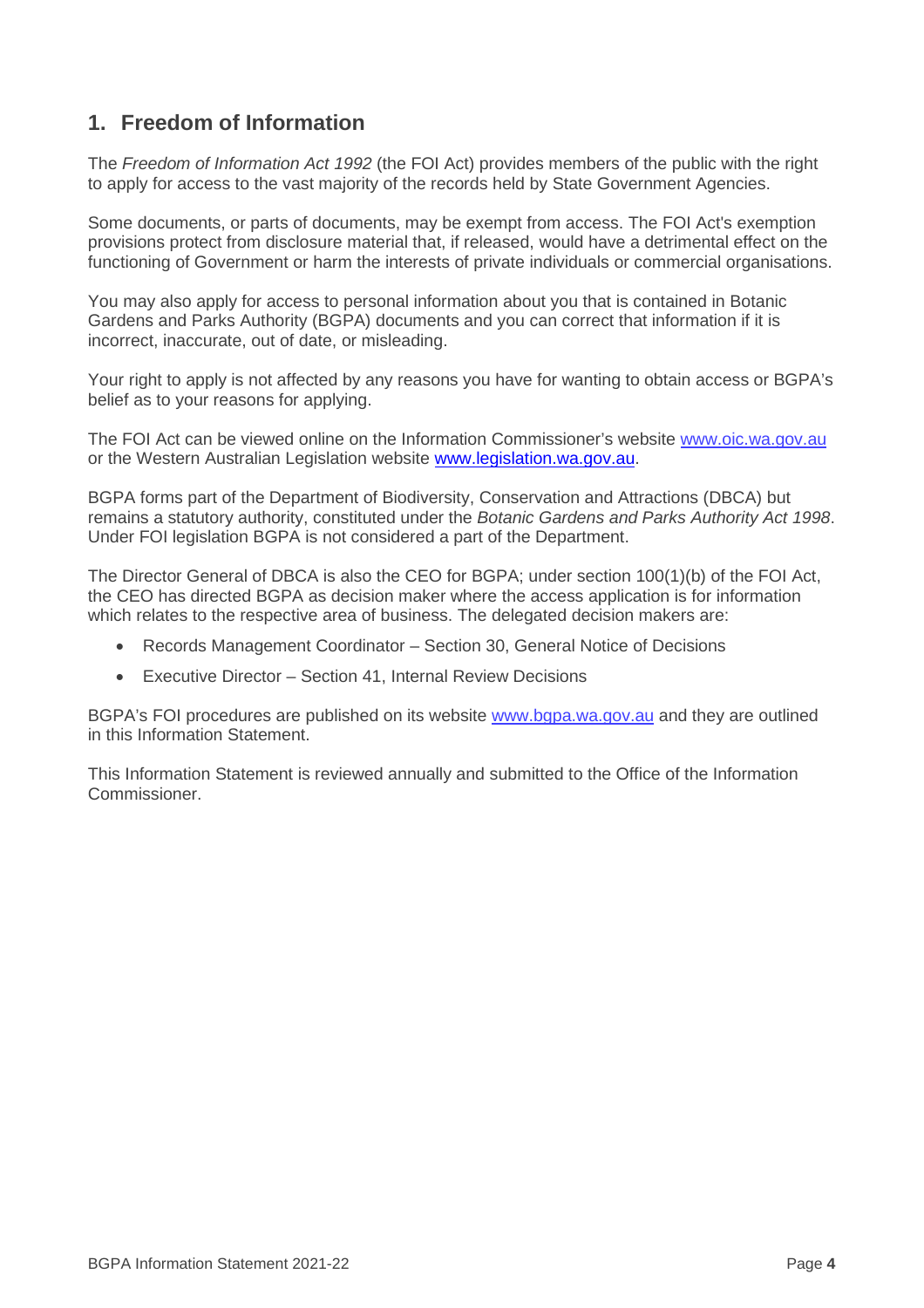## 1. Freedom of Information

The *Freedom of Information Act 1992* (the FOI Act) provides members of the public with the right to apply for access to the vast majority of the records held by State Government Agencies.

Some documents, or parts of documents, may be exempt from access. The FOI Act's exemption provisions protect from disclosure material that, if released, would have a detrimental effect on the functioning of Government or harm the interests of private individuals or commercial organisations.

You may also apply for access to personal information about you that is contained in Botanic Gardens and Parks Authority (BGPA) documents and you can correct that information if it is incorrect, inaccurate, out of date, or misleading.

Your right to apply is not affected by any reasons you have for wanting to obtain access or BGPA's belief as to your reasons for applying.

The FOI Act can be viewed online on the Information Commissioner's website www.oic.wa.gov.au or the Western Australian Legislation website www.legislation.wa.gov.au.

BGPA forms part of the Department of Biodiversity, Conservation and Attractions (DBCA) but remains a statutory authority, constituted under the *Botanic Gardens and Parks Authority Act 1998*. Under FOI legislation BGPA is not considered a part of the Department.

The Director General of DBCA is also the CEO for BGPA; under section 100(1)(b) of the FOI Act, the CEO has directed BGPA as decision maker where the access application is for information which relates to the respective area of business. The delegated decision makers are:

- Records Management Coordinator – Section 30, General Notice of Decisions
- Executive Director – Section 41, Internal Review Decisions

BGPA's FOI procedures are published on its website www.bgpa.wa.gov.au and they are outlined in this Information Statement.

This Information Statement is reviewed annually and submitted to the Office of the Information Commissioner.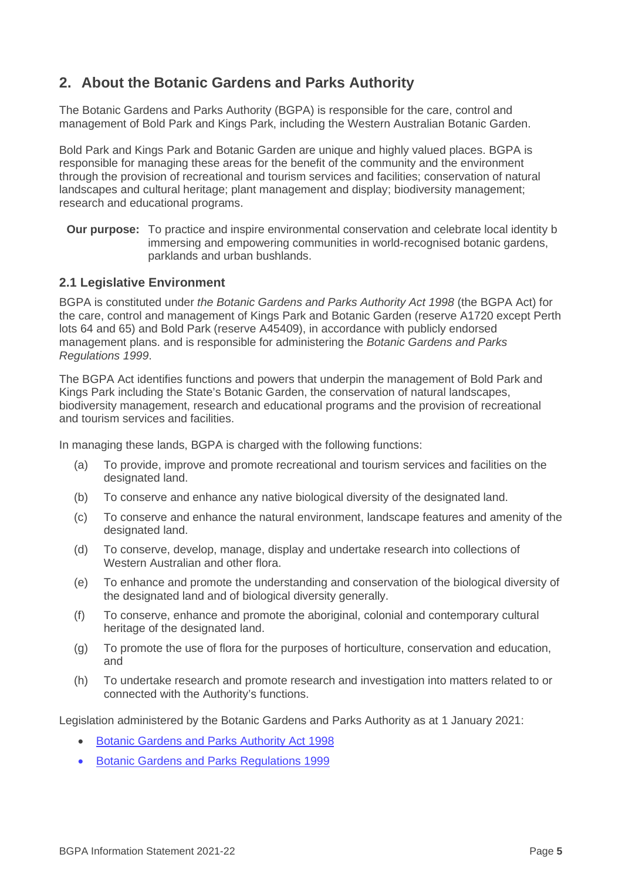## 2. About the Botanic Gardens and Parks Authority

The Botanic Gardens and Parks Authority (BGPA) is responsible for the care, control and management of Bold Park and Kings Park, including the Western Australian Botanic Garden.

Bold Park and Kings Park and Botanic Garden are unique and highly valued places. BGPA is responsible for managing these areas for the benefit of the community and the environment through the provision of recreational and tourism services and facilities; conservation of natural landscapes and cultural heritage; plant management and display; biodiversity management; research and educational programs.

**Our purpose:** To practice and inspire environmental conservation and celebrate local identity b immersing and empowering communities in world-recognised botanic gardens, parklands and urban bushlands.

### 2.1 Legislative Environment

BGPA is constituted under *the Botanic Gardens and Parks Authority Act 1998* (the BGPA Act) for the care, control and management of Kings Park and Botanic Garden (reserve A1720 except Perth lots 64 and 65) and Bold Park (reserve A45409), in accordance with publicly endorsed management plans. and is responsible for administering the *Botanic Gardens and Parks Regulations 1999*.

The BGPA Act identifies functions and powers that underpin the management of Bold Park and Kings Park including the State's Botanic Garden, the conservation of natural landscapes, biodiversity management, research and educational programs and the provision of recreational and tourism services and facilities.

In managing these lands, BGPA is charged with the following functions:

(a) To provide, improve and promote recreational and tourism services and facilities on the designated land.

(b) To conserve and enhance any native biological diversity of the designated land.

(c) To conserve and enhance the natural environment, landscape features and amenity of the designated land.

(d) To conserve, develop, manage, display and undertake research into collections of Western Australian and other flora.

(e) To enhance and promote the understanding and conservation of the biological diversity of the designated land and of biological diversity generally.

(f) To conserve, enhance and promote the aboriginal, colonial and contemporary cultural heritage of the designated land.

(g) To promote the use of flora for the purposes of horticulture, conservation and education, and

(h) To undertake research and promote research and investigation into matters related to or connected with the Authority's functions.

Legislation administered by the Botanic Gardens and Parks Authority as at 1 January 2021:

- Botanic Gardens and Parks Authority Act 1998
- Botanic Gardens and Parks Regulations 1999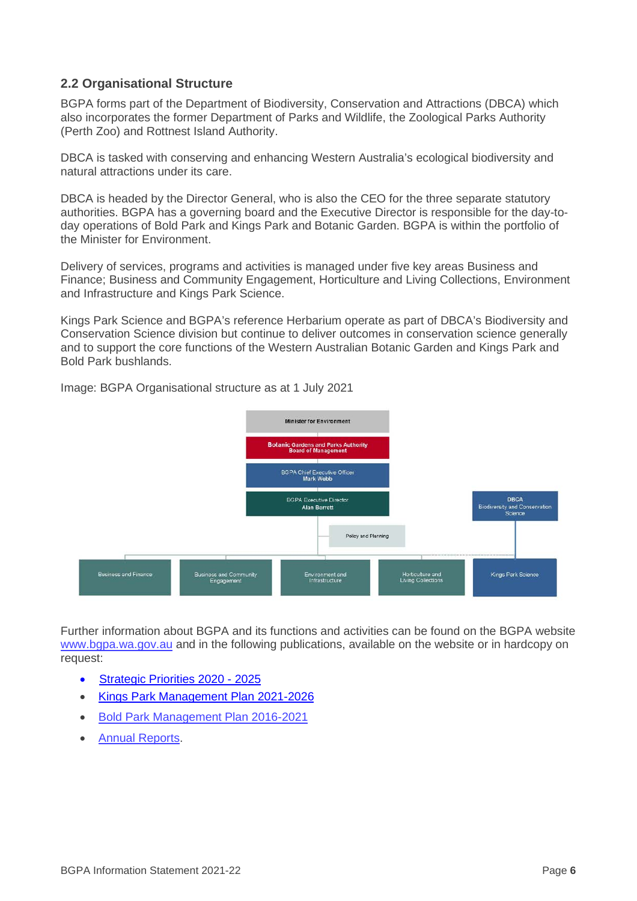## 2.2 Organisational Structure

BGPA forms part of the Department of Biodiversity, Conservation and Attractions (DBCA) which also incorporates the former Department of Parks and Wildlife, the Zoological Parks Authority (Perth Zoo) and Rottnest Island Authority.

DBCA is tasked with conserving and enhancing Western Australia's ecological biodiversity and natural attractions under its care.

DBCA is headed by the Director General, who is also the CEO for the three separate statutory authorities. BGPA has a governing board and the Executive Director is responsible for the day-to-day operations of Bold Park and Kings Park and Botanic Garden. BGPA is within the portfolio of the Minister for Environment.

Delivery of services, programs and activities is managed under five key areas Business and Finance; Business and Community Engagement, Horticulture and Living Collections, Environment and Infrastructure and Kings Park Science.

Kings Park Science and BGPA's reference Herbarium operate as part of DBCA's Biodiversity and Conservation Science division but continue to deliver outcomes in conservation science generally and to support the core functions of the Western Australian Botanic Garden and Kings Park and Bold Park bushlands.

Image: BGPA Organisational structure as at 1 July 2021

- Minister for Environment
  - Botanic Gardens and Parks Authority Board of Management
    - BGPA Chief Executive Officer, Mark Webb
      - BGPA Executive Director, Alan Barrett
        - Policy and Planning
        - Business and Finance
        - Business and Community Engagement
        - Environment and Infrastructure
        - Horticulture and Living Collections
        - Kings Park Science (also reporting to DBCA Biodiversity and Conservation Science)

Further information about BGPA and its functions and activities can be found on the BGPA website www.bgpa.wa.gov.au and in the following publications, available on the website or in hardcopy on request:

- Strategic Priorities 2020 - 2025
- Kings Park Management Plan 2021-2026
- Bold Park Management Plan 2016-2021
- Annual Reports.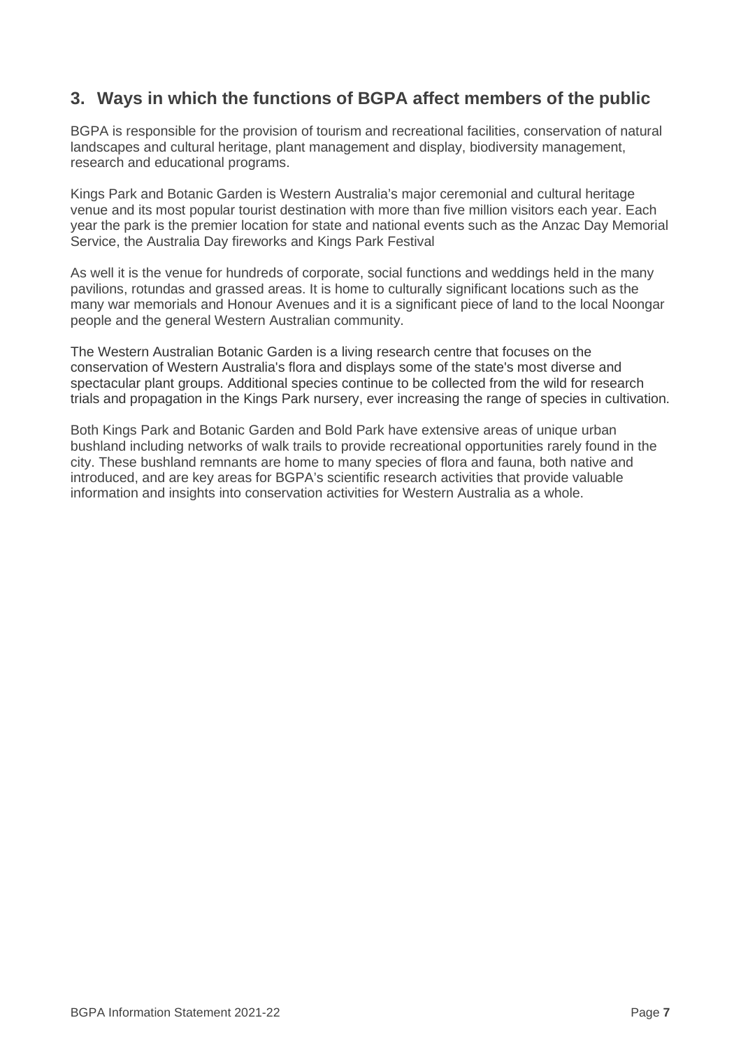## 3. Ways in which the functions of BGPA affect members of the public

BGPA is responsible for the provision of tourism and recreational facilities, conservation of natural landscapes and cultural heritage, plant management and display, biodiversity management, research and educational programs.

Kings Park and Botanic Garden is Western Australia's major ceremonial and cultural heritage venue and its most popular tourist destination with more than five million visitors each year. Each year the park is the premier location for state and national events such as the Anzac Day Memorial Service, the Australia Day fireworks and Kings Park Festival

As well it is the venue for hundreds of corporate, social functions and weddings held in the many pavilions, rotundas and grassed areas. It is home to culturally significant locations such as the many war memorials and Honour Avenues and it is a significant piece of land to the local Noongar people and the general Western Australian community.

The Western Australian Botanic Garden is a living research centre that focuses on the conservation of Western Australia's flora and displays some of the state's most diverse and spectacular plant groups. Additional species continue to be collected from the wild for research trials and propagation in the Kings Park nursery, ever increasing the range of species in cultivation.

Both Kings Park and Botanic Garden and Bold Park have extensive areas of unique urban bushland including networks of walk trails to provide recreational opportunities rarely found in the city. These bushland remnants are home to many species of flora and fauna, both native and introduced, and are key areas for BGPA's scientific research activities that provide valuable information and insights into conservation activities for Western Australia as a whole.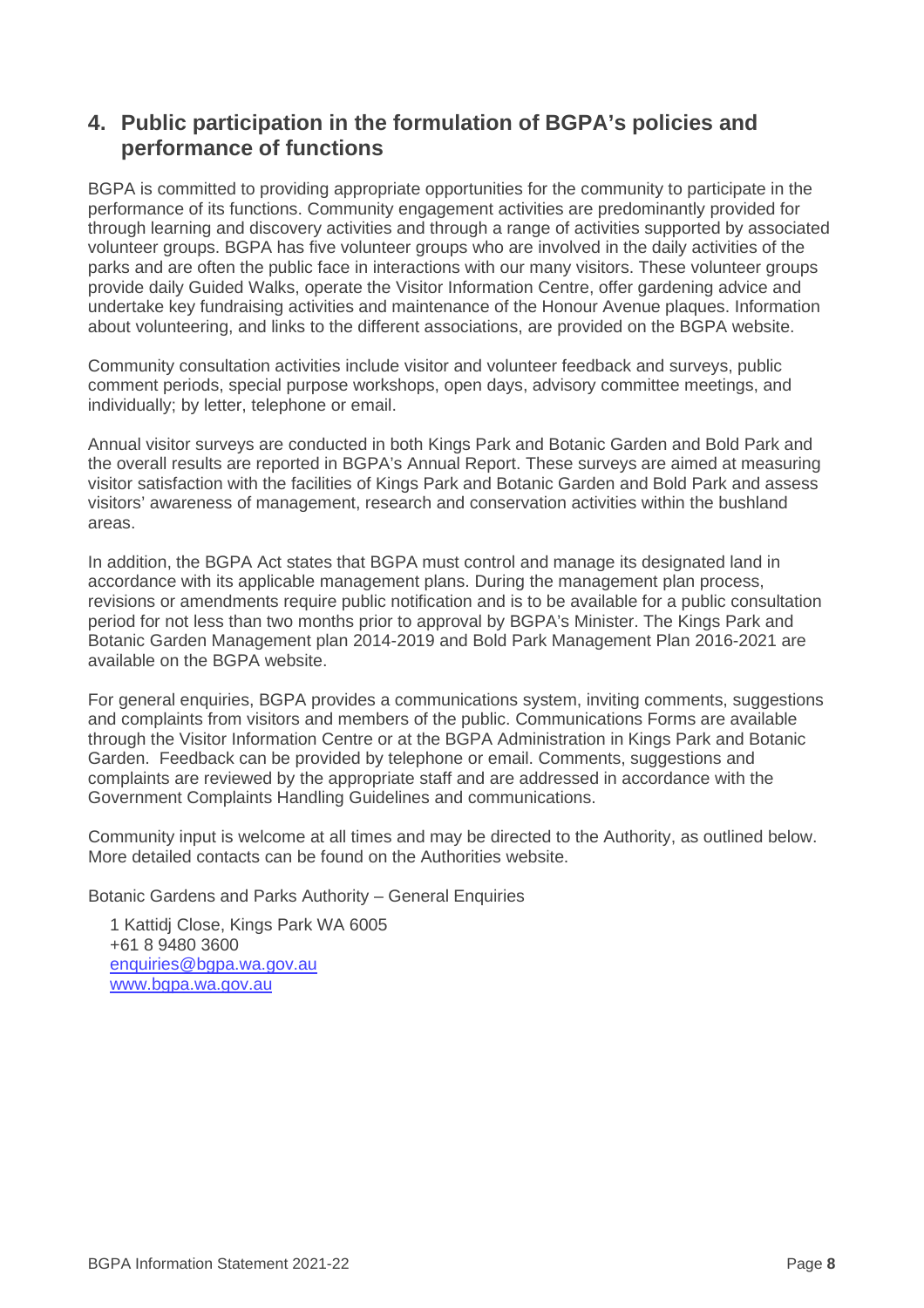## 4. Public participation in the formulation of BGPA's policies and performance of functions

BGPA is committed to providing appropriate opportunities for the community to participate in the performance of its functions. Community engagement activities are predominantly provided for through learning and discovery activities and through a range of activities supported by associated volunteer groups. BGPA has five volunteer groups who are involved in the daily activities of the parks and are often the public face in interactions with our many visitors. These volunteer groups provide daily Guided Walks, operate the Visitor Information Centre, offer gardening advice and undertake key fundraising activities and maintenance of the Honour Avenue plaques. Information about volunteering, and links to the different associations, are provided on the BGPA website.

Community consultation activities include visitor and volunteer feedback and surveys, public comment periods, special purpose workshops, open days, advisory committee meetings, and individually; by letter, telephone or email.

Annual visitor surveys are conducted in both Kings Park and Botanic Garden and Bold Park and the overall results are reported in BGPA's Annual Report. These surveys are aimed at measuring visitor satisfaction with the facilities of Kings Park and Botanic Garden and Bold Park and assess visitors' awareness of management, research and conservation activities within the bushland areas.

In addition, the BGPA Act states that BGPA must control and manage its designated land in accordance with its applicable management plans. During the management plan process, revisions or amendments require public notification and is to be available for a public consultation period for not less than two months prior to approval by BGPA's Minister. The Kings Park and Botanic Garden Management plan 2014-2019 and Bold Park Management Plan 2016-2021 are available on the BGPA website.

For general enquiries, BGPA provides a communications system, inviting comments, suggestions and complaints from visitors and members of the public. Communications Forms are available through the Visitor Information Centre or at the BGPA Administration in Kings Park and Botanic Garden. Feedback can be provided by telephone or email. Comments, suggestions and complaints are reviewed by the appropriate staff and are addressed in accordance with the Government Complaints Handling Guidelines and communications.

Community input is welcome at all times and may be directed to the Authority, as outlined below. More detailed contacts can be found on the Authorities website.

Botanic Gardens and Parks Authority – General Enquiries

1 Kattidj Close, Kings Park WA 6005
+61 8 9480 3600
enquiries@bgpa.wa.gov.au
www.bgpa.wa.gov.au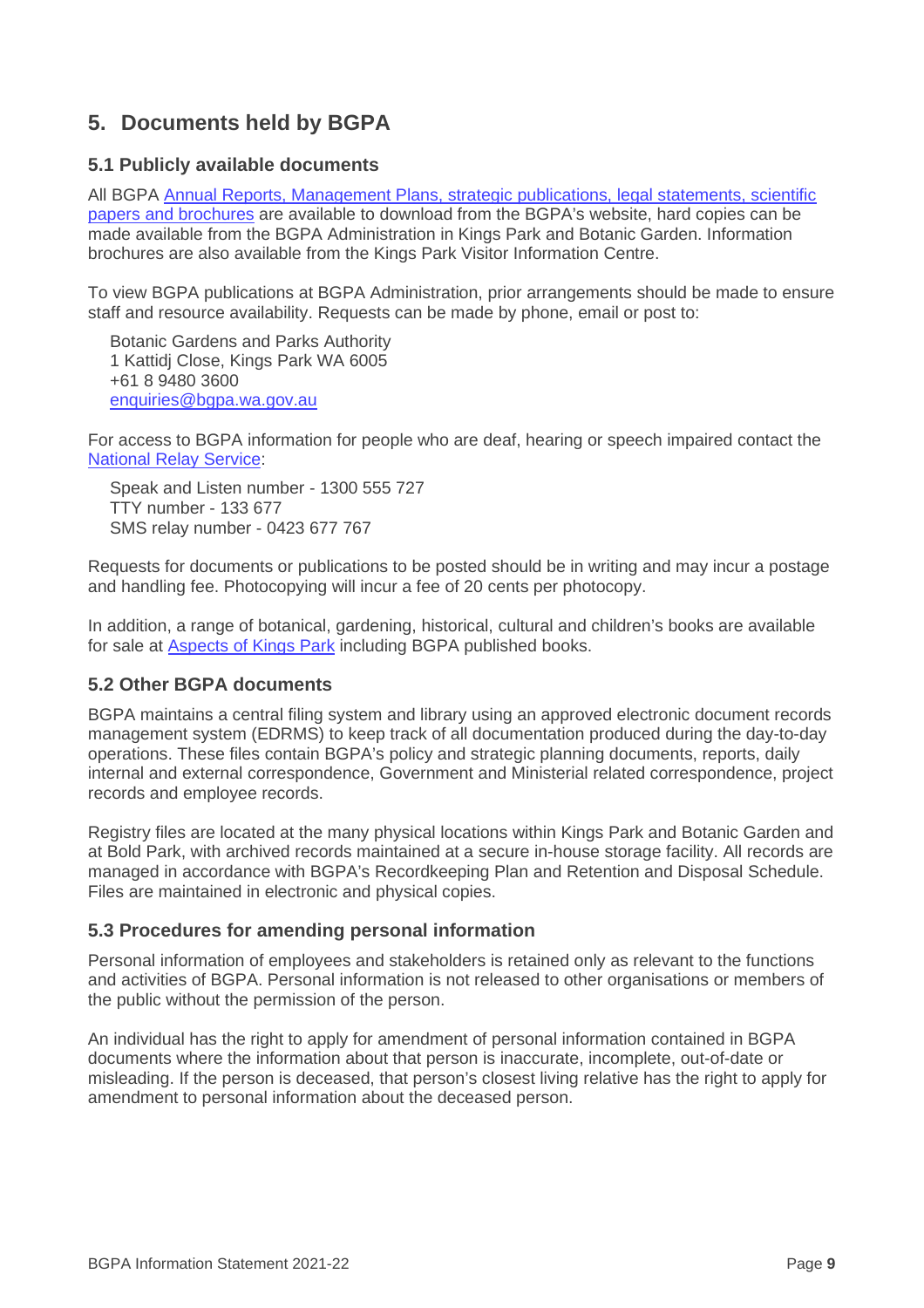## 5. Documents held by BGPA

### 5.1 Publicly available documents

All BGPA Annual Reports, Management Plans, strategic publications, legal statements, scientific papers and brochures are available to download from the BGPA's website, hard copies can be made available from the BGPA Administration in Kings Park and Botanic Garden. Information brochures are also available from the Kings Park Visitor Information Centre.

To view BGPA publications at BGPA Administration, prior arrangements should be made to ensure staff and resource availability. Requests can be made by phone, email or post to:

Botanic Gardens and Parks Authority
1 Kattidj Close, Kings Park WA 6005
+61 8 9480 3600
enquiries@bgpa.wa.gov.au

For access to BGPA information for people who are deaf, hearing or speech impaired contact the National Relay Service:

Speak and Listen number - 1300 555 727
TTY number - 133 677
SMS relay number - 0423 677 767

Requests for documents or publications to be posted should be in writing and may incur a postage and handling fee. Photocopying will incur a fee of 20 cents per photocopy.

In addition, a range of botanical, gardening, historical, cultural and children's books are available for sale at Aspects of Kings Park including BGPA published books.

### 5.2 Other BGPA documents

BGPA maintains a central filing system and library using an approved electronic document records management system (EDRMS) to keep track of all documentation produced during the day-to-day operations. These files contain BGPA's policy and strategic planning documents, reports, daily internal and external correspondence, Government and Ministerial related correspondence, project records and employee records.

Registry files are located at the many physical locations within Kings Park and Botanic Garden and at Bold Park, with archived records maintained at a secure in-house storage facility. All records are managed in accordance with BGPA's Recordkeeping Plan and Retention and Disposal Schedule. Files are maintained in electronic and physical copies.

### 5.3 Procedures for amending personal information

Personal information of employees and stakeholders is retained only as relevant to the functions and activities of BGPA. Personal information is not released to other organisations or members of the public without the permission of the person.

An individual has the right to apply for amendment of personal information contained in BGPA documents where the information about that person is inaccurate, incomplete, out-of-date or misleading. If the person is deceased, that person's closest living relative has the right to apply for amendment to personal information about the deceased person.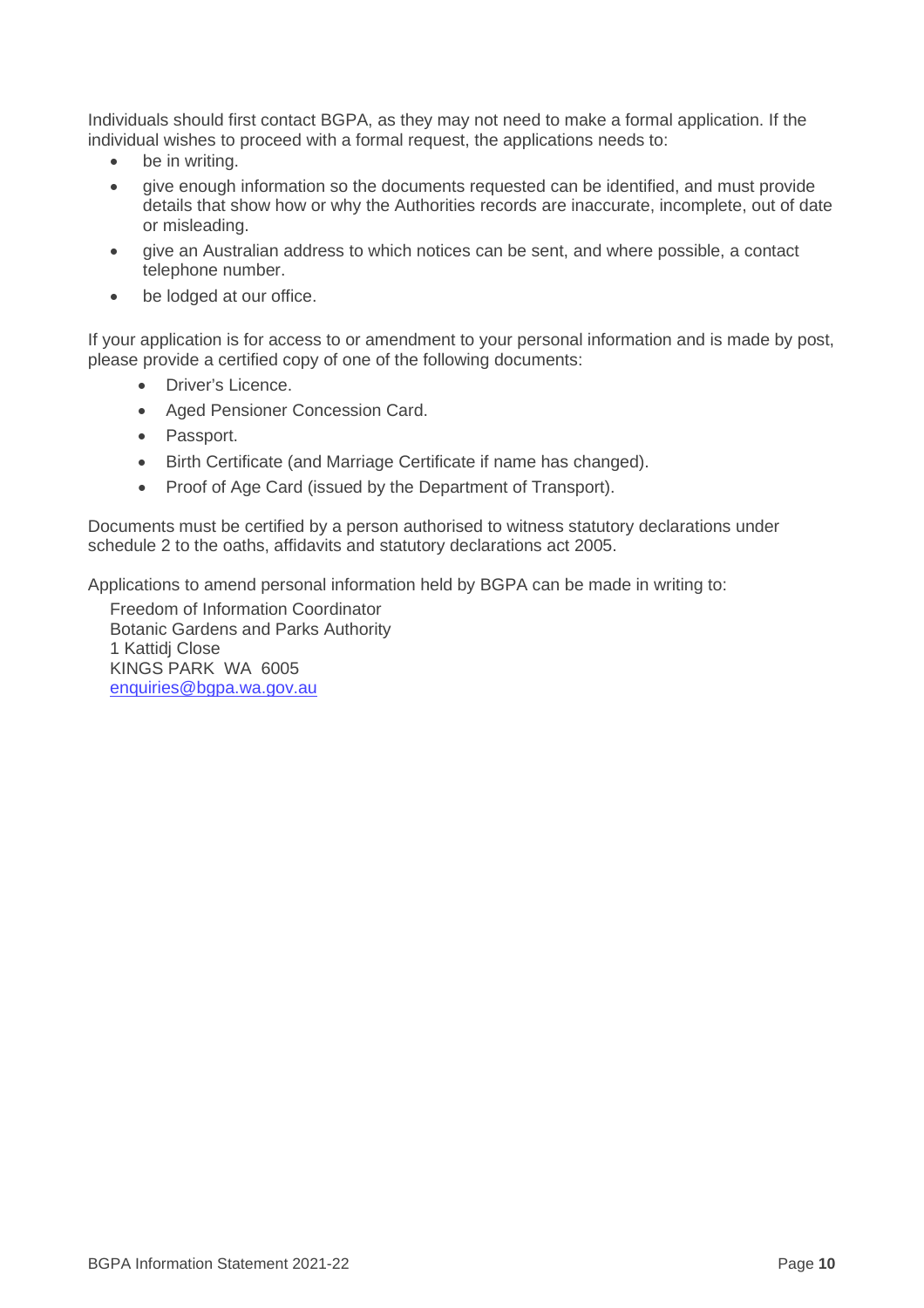Individuals should first contact BGPA, as they may not need to make a formal application. If the individual wishes to proceed with a formal request, the applications needs to:

- be in writing.
- give enough information so the documents requested can be identified, and must provide details that show how or why the Authorities records are inaccurate, incomplete, out of date or misleading.
- give an Australian address to which notices can be sent, and where possible, a contact telephone number.
- be lodged at our office.

If your application is for access to or amendment to your personal information and is made by post, please provide a certified copy of one of the following documents:

- Driver's Licence.
- Aged Pensioner Concession Card.
- Passport.
- Birth Certificate (and Marriage Certificate if name has changed).
- Proof of Age Card (issued by the Department of Transport).

Documents must be certified by a person authorised to witness statutory declarations under schedule 2 to the oaths, affidavits and statutory declarations act 2005.

Applications to amend personal information held by BGPA can be made in writing to:

Freedom of Information Coordinator
Botanic Gardens and Parks Authority
1 Kattidj Close
KINGS PARK WA 6005
enquiries@bgpa.wa.gov.au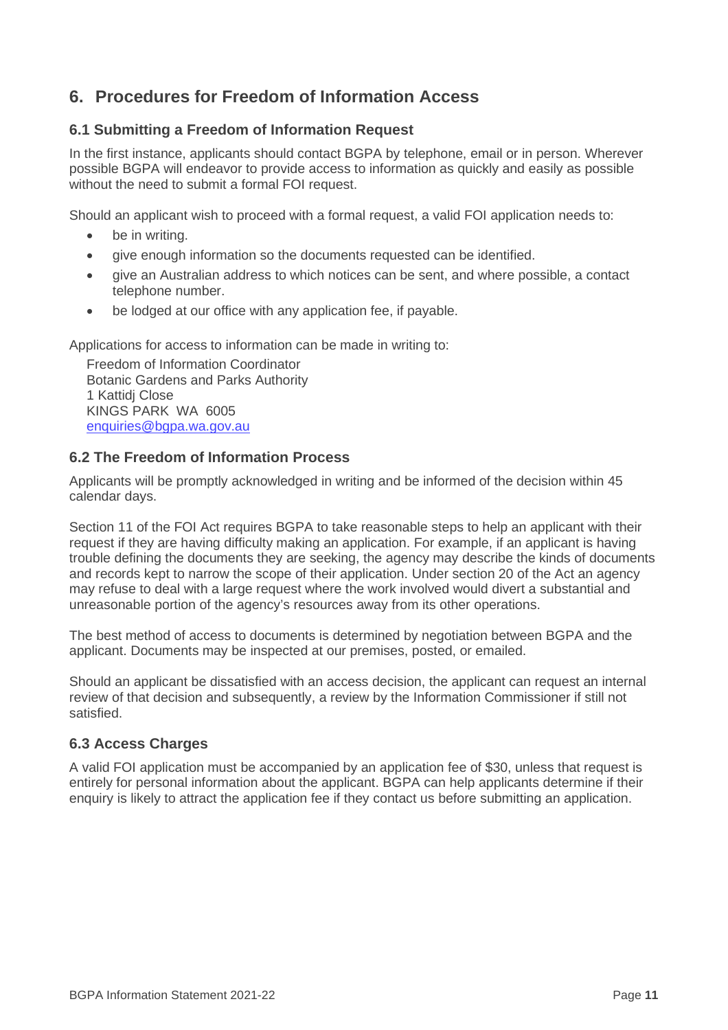# 6. Procedures for Freedom of Information Access

## 6.1 Submitting a Freedom of Information Request

In the first instance, applicants should contact BGPA by telephone, email or in person. Wherever possible BGPA will endeavor to provide access to information as quickly and easily as possible without the need to submit a formal FOI request.

Should an applicant wish to proceed with a formal request, a valid FOI application needs to:

- be in writing.
- give enough information so the documents requested can be identified.
- give an Australian address to which notices can be sent, and where possible, a contact telephone number.
- be lodged at our office with any application fee, if payable.

Applications for access to information can be made in writing to:

Freedom of Information Coordinator
Botanic Gardens and Parks Authority
1 Kattidj Close
KINGS PARK WA 6005
enquiries@bgpa.wa.gov.au

## 6.2 The Freedom of Information Process

Applicants will be promptly acknowledged in writing and be informed of the decision within 45 calendar days.

Section 11 of the FOI Act requires BGPA to take reasonable steps to help an applicant with their request if they are having difficulty making an application. For example, if an applicant is having trouble defining the documents they are seeking, the agency may describe the kinds of documents and records kept to narrow the scope of their application. Under section 20 of the Act an agency may refuse to deal with a large request where the work involved would divert a substantial and unreasonable portion of the agency's resources away from its other operations.

The best method of access to documents is determined by negotiation between BGPA and the applicant. Documents may be inspected at our premises, posted, or emailed.

Should an applicant be dissatisfied with an access decision, the applicant can request an internal review of that decision and subsequently, a review by the Information Commissioner if still not satisfied.

## 6.3 Access Charges

A valid FOI application must be accompanied by an application fee of $30, unless that request is entirely for personal information about the applicant. BGPA can help applicants determine if their enquiry is likely to attract the application fee if they contact us before submitting an application.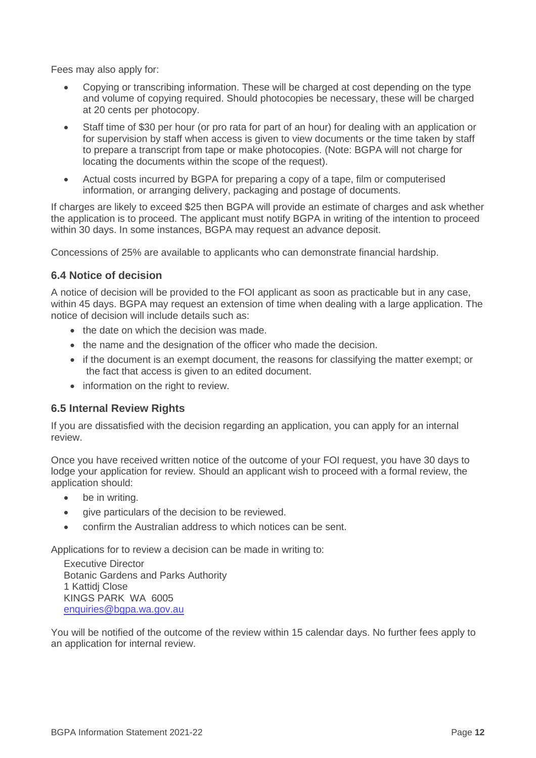Fees may also apply for:

- Copying or transcribing information. These will be charged at cost depending on the type and volume of copying required. Should photocopies be necessary, these will be charged at 20 cents per photocopy.
- Staff time of $30 per hour (or pro rata for part of an hour) for dealing with an application or for supervision by staff when access is given to view documents or the time taken by staff to prepare a transcript from tape or make photocopies. (Note: BGPA will not charge for locating the documents within the scope of the request).
- Actual costs incurred by BGPA for preparing a copy of a tape, film or computerised information, or arranging delivery, packaging and postage of documents.

If charges are likely to exceed $25 then BGPA will provide an estimate of charges and ask whether the application is to proceed. The applicant must notify BGPA in writing of the intention to proceed within 30 days. In some instances, BGPA may request an advance deposit.

Concessions of 25% are available to applicants who can demonstrate financial hardship.

### 6.4 Notice of decision

A notice of decision will be provided to the FOI applicant as soon as practicable but in any case, within 45 days. BGPA may request an extension of time when dealing with a large application. The notice of decision will include details such as:

- the date on which the decision was made.
- the name and the designation of the officer who made the decision.
- if the document is an exempt document, the reasons for classifying the matter exempt; or the fact that access is given to an edited document.
- information on the right to review.

### 6.5 Internal Review Rights

If you are dissatisfied with the decision regarding an application, you can apply for an internal review.

Once you have received written notice of the outcome of your FOI request, you have 30 days to lodge your application for review. Should an applicant wish to proceed with a formal review, the application should:

- be in writing.
- give particulars of the decision to be reviewed.
- confirm the Australian address to which notices can be sent.

Applications for to review a decision can be made in writing to:

Executive Director  
Botanic Gardens and Parks Authority  
1 Kattidj Close  
KINGS PARK WA 6005  
enquiries@bgpa.wa.gov.au

You will be notified of the outcome of the review within 15 calendar days. No further fees apply to an application for internal review.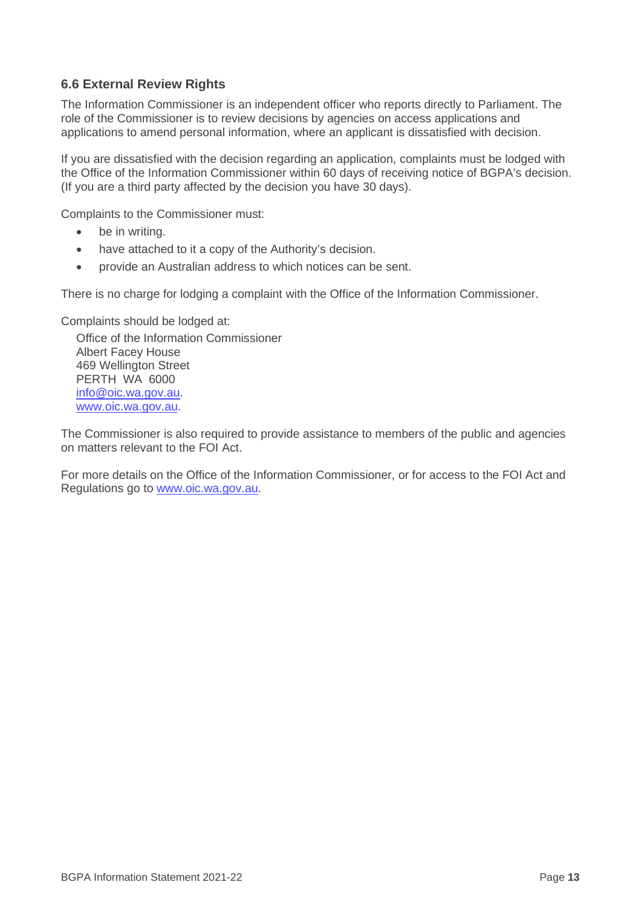### 6.6 External Review Rights

The Information Commissioner is an independent officer who reports directly to Parliament. The role of the Commissioner is to review decisions by agencies on access applications and applications to amend personal information, where an applicant is dissatisfied with decision.

If you are dissatisfied with the decision regarding an application, complaints must be lodged with the Office of the Information Commissioner within 60 days of receiving notice of BGPA's decision. (If you are a third party affected by the decision you have 30 days).

Complaints to the Commissioner must:

- be in writing.
- have attached to it a copy of the Authority's decision.
- provide an Australian address to which notices can be sent.

There is no charge for lodging a complaint with the Office of the Information Commissioner.

Complaints should be lodged at:

Office of the Information Commissioner  
Albert Facey House  
469 Wellington Street  
PERTH WA 6000  
info@oic.wa.gov.au.  
www.oic.wa.gov.au.

The Commissioner is also required to provide assistance to members of the public and agencies on matters relevant to the FOI Act.

For more details on the Office of the Information Commissioner, or for access to the FOI Act and Regulations go to www.oic.wa.gov.au.